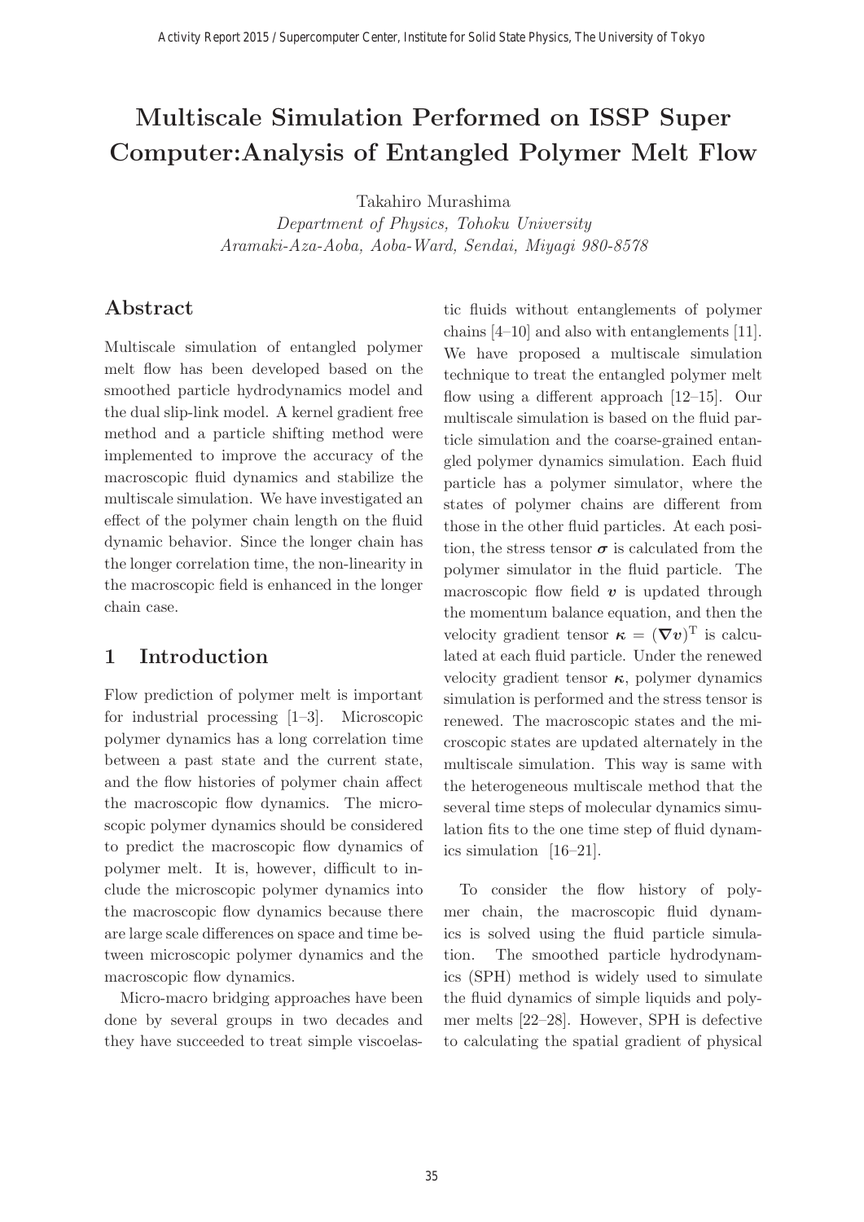# Multiscale Simulation Performed on ISSP Super Computer:Analysis of Entangled Polymer Melt Flow

Takahiro Murashima

*Department of Physics, Tohoku University*
*Aramaki-Aza-Aoba, Aoba-Ward, Sendai, Miyagi 980-8578*

## Abstract

Multiscale simulation of entangled polymer melt flow has been developed based on the smoothed particle hydrodynamics model and the dual slip-link model. A kernel gradient free method and a particle shifting method were implemented to improve the accuracy of the macroscopic fluid dynamics and stabilize the multiscale simulation. We have investigated an effect of the polymer chain length on the fluid dynamic behavior. Since the longer chain has the longer correlation time, the non-linearity in the macroscopic field is enhanced in the longer chain case.

## 1 Introduction

Flow prediction of polymer melt is important for industrial processing [1–3]. Microscopic polymer dynamics has a long correlation time between a past state and the current state, and the flow histories of polymer chain affect the macroscopic flow dynamics. The microscopic polymer dynamics should be considered to predict the macroscopic flow dynamics of polymer melt. It is, however, difficult to include the microscopic polymer dynamics into the macroscopic flow dynamics because there are large scale differences on space and time between microscopic polymer dynamics and the macroscopic flow dynamics.

Micro-macro bridging approaches have been done by several groups in two decades and they have succeeded to treat simple viscoelastic fluids without entanglements of polymer chains [4–10] and also with entanglements [11]. We have proposed a multiscale simulation technique to treat the entangled polymer melt flow using a different approach [12–15]. Our multiscale simulation is based on the fluid particle simulation and the coarse-grained entangled polymer dynamics simulation. Each fluid particle has a polymer simulator, where the states of polymer chains are different from those in the other fluid particles. At each position, the stress tensor $\boldsymbol{\sigma}$ is calculated from the polymer simulator in the fluid particle. The macroscopic flow field $\boldsymbol{v}$ is updated through the momentum balance equation, and then the velocity gradient tensor $\boldsymbol{\kappa} = (\boldsymbol{\nabla}\boldsymbol{v})^{\mathrm{T}}$ is calculated at each fluid particle. Under the renewed velocity gradient tensor $\boldsymbol{\kappa}$, polymer dynamics simulation is performed and the stress tensor is renewed. The macroscopic states and the microscopic states are updated alternately in the multiscale simulation. This way is same with the heterogeneous multiscale method that the several time steps of molecular dynamics simulation fits to the one time step of fluid dynamics simulation [16–21].

To consider the flow history of polymer chain, the macroscopic fluid dynamics is solved using the fluid particle simulation. The smoothed particle hydrodynamics (SPH) method is widely used to simulate the fluid dynamics of simple liquids and polymer melts [22–28]. However, SPH is defective to calculating the spatial gradient of physical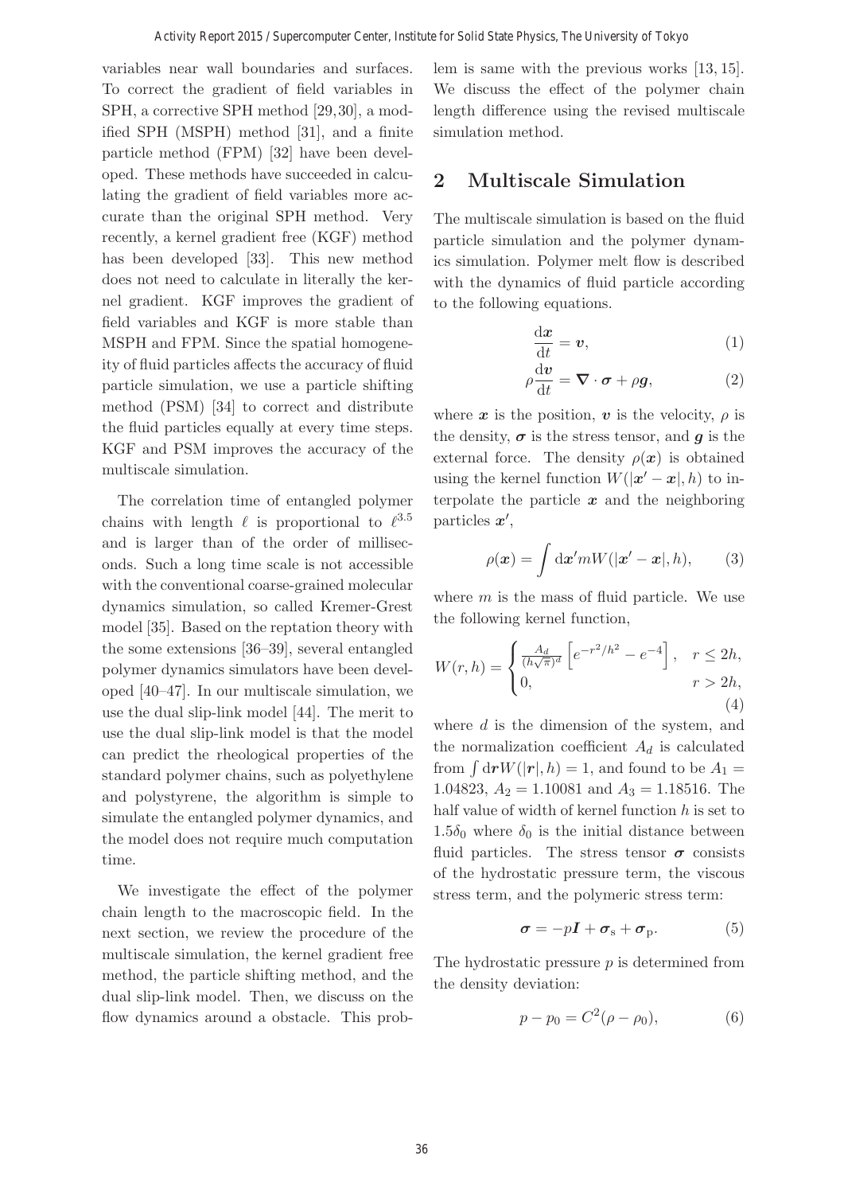variables near wall boundaries and surfaces. To correct the gradient of field variables in SPH, a corrective SPH method [29,30], a modified SPH (MSPH) method [31], and a finite particle method (FPM) [32] have been developed. These methods have succeeded in calculating the gradient of field variables more accurate than the original SPH method. Very recently, a kernel gradient free (KGF) method has been developed [33]. This new method does not need to calculate in literally the kernel gradient. KGF improves the gradient of field variables and KGF is more stable than MSPH and FPM. Since the spatial homogeneity of fluid particles affects the accuracy of fluid particle simulation, we use a particle shifting method (PSM) [34] to correct and distribute the fluid particles equally at every time steps. KGF and PSM improves the accuracy of the multiscale simulation.

The correlation time of entangled polymer chains with length $\ell$ is proportional to $\ell^{3.5}$ and is larger than of the order of milliseconds. Such a long time scale is not accessible with the conventional coarse-grained molecular dynamics simulation, so called Kremer-Grest model [35]. Based on the reptation theory with the some extensions [36–39], several entangled polymer dynamics simulators have been developed [40–47]. In our multiscale simulation, we use the dual slip-link model [44]. The merit to use the dual slip-link model is that the model can predict the rheological properties of the standard polymer chains, such as polyethylene and polystyrene, the algorithm is simple to simulate the entangled polymer dynamics, and the model does not require much computation time.

We investigate the effect of the polymer chain length to the macroscopic field. In the next section, we review the procedure of the multiscale simulation, the kernel gradient free method, the particle shifting method, and the dual slip-link model. Then, we discuss on the flow dynamics around a obstacle. This problem is same with the previous works [13, 15]. We discuss the effect of the polymer chain length difference using the revised multiscale simulation method.

## 2 Multiscale Simulation

The multiscale simulation is based on the fluid particle simulation and the polymer dynamics simulation. Polymer melt flow is described with the dynamics of fluid particle according to the following equations.

$$\frac{\mathrm{d}\boldsymbol{x}}{\mathrm{d}t} = \boldsymbol{v}, \tag{1}$$

$$\rho \frac{\mathrm{d}\boldsymbol{v}}{\mathrm{d}t} = \boldsymbol{\nabla} \cdot \boldsymbol{\sigma} + \rho \boldsymbol{g}, \tag{2}$$

where $\boldsymbol{x}$ is the position, $\boldsymbol{v}$ is the velocity, $\rho$ is the density, $\boldsymbol{\sigma}$ is the stress tensor, and $\boldsymbol{g}$ is the external force. The density $\rho(\boldsymbol{x})$ is obtained using the kernel function $W(|\boldsymbol{x}' - \boldsymbol{x}|, h)$ to interpolate the particle $\boldsymbol{x}$ and the neighboring particles $\boldsymbol{x}'$,

$$\rho(\boldsymbol{x}) = \int \mathrm{d}\boldsymbol{x}' m W(|\boldsymbol{x}' - \boldsymbol{x}|, h), \tag{3}$$

where $m$ is the mass of fluid particle. We use the following kernel function,

$$W(r, h) = \begin{cases} \frac{A_d}{(h\sqrt{\pi})^d} \left[ e^{-r^2/h^2} - e^{-4} \right], & r \leq 2h, \\ 0, & r > 2h, \end{cases} \tag{4}$$

where $d$ is the dimension of the system, and the normalization coefficient $A_d$ is calculated from $\int \mathrm{d}\boldsymbol{r} W(|\boldsymbol{r}|, h) = 1$, and found to be $A_1 = 1.04823$, $A_2 = 1.10081$ and $A_3 = 1.18516$. The half value of width of kernel function $h$ is set to $1.5\delta_0$ where $\delta_0$ is the initial distance between fluid particles. The stress tensor $\boldsymbol{\sigma}$ consists of the hydrostatic pressure term, the viscous stress term, and the polymeric stress term:

$$\boldsymbol{\sigma} = -p\boldsymbol{I} + \boldsymbol{\sigma}_{\mathrm{s}} + \boldsymbol{\sigma}_{\mathrm{p}}. \tag{5}$$

The hydrostatic pressure $p$ is determined from the density deviation:

$$p - p_0 = C^2(\rho - \rho_0), \tag{6}$$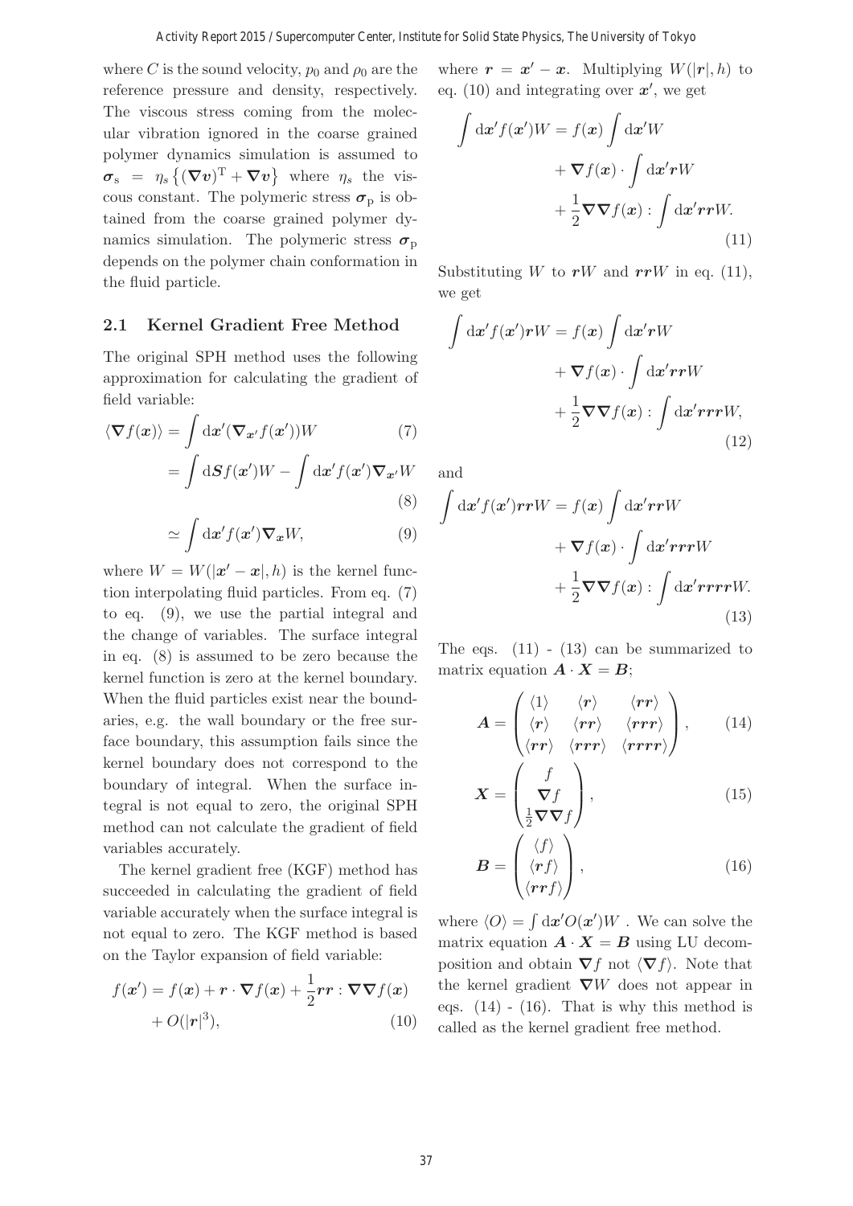where $C$ is the sound velocity, $p_0$ and $\rho_0$ are the reference pressure and density, respectively. The viscous stress coming from the molecular vibration ignored in the coarse grained polymer dynamics simulation is assumed to $\boldsymbol{\sigma}_\mathrm{s} = \eta_s \left\{ (\boldsymbol{\nabla v})^\mathrm{T} + \boldsymbol{\nabla v} \right\}$ where $\eta_s$ the viscous constant. The polymeric stress $\boldsymbol{\sigma}_\mathrm{p}$ is obtained from the coarse grained polymer dynamics simulation. The polymeric stress $\boldsymbol{\sigma}_\mathrm{p}$ depends on the polymer chain conformation in the fluid particle.

## 2.1 Kernel Gradient Free Method

The original SPH method uses the following approximation for calculating the gradient of field variable:

$$\langle \boldsymbol{\nabla} f(\boldsymbol{x}) \rangle = \int \mathrm{d}\boldsymbol{x}' (\boldsymbol{\nabla}_{\boldsymbol{x}'} f(\boldsymbol{x}')) W \tag{7}$$

$$= \int \mathrm{d}\boldsymbol{S} f(\boldsymbol{x}') W - \int \mathrm{d}\boldsymbol{x}' f(\boldsymbol{x}') \boldsymbol{\nabla}_{\boldsymbol{x}'} W \tag{8}$$

$$\simeq \int \mathrm{d}\boldsymbol{x}' f(\boldsymbol{x}') \boldsymbol{\nabla}_{\boldsymbol{x}} W, \tag{9}$$

where $W = W(|\boldsymbol{x}' - \boldsymbol{x}|, h)$ is the kernel function interpolating fluid particles. From eq. (7) to eq. (9), we use the partial integral and the change of variables. The surface integral in eq. (8) is assumed to be zero because the kernel function is zero at the kernel boundary. When the fluid particles exist near the boundaries, e.g. the wall boundary or the free surface boundary, this assumption fails since the kernel boundary does not correspond to the boundary of integral. When the surface integral is not equal to zero, the original SPH method can not calculate the gradient of field variables accurately.

The kernel gradient free (KGF) method has succeeded in calculating the gradient of field variable accurately when the surface integral is not equal to zero. The KGF method is based on the Taylor expansion of field variable:

$$f(\boldsymbol{x}') = f(\boldsymbol{x}) + \boldsymbol{r} \cdot \boldsymbol{\nabla} f(\boldsymbol{x}) + \frac{1}{2} \boldsymbol{rr} : \boldsymbol{\nabla\nabla} f(\boldsymbol{x}) + O(|\boldsymbol{r}|^3), \tag{10}$$

where $\boldsymbol{r} = \boldsymbol{x}' - \boldsymbol{x}$. Multiplying $W(|\boldsymbol{r}|, h)$ to eq. (10) and integrating over $\boldsymbol{x}'$, we get

$$\int \mathrm{d}\boldsymbol{x}' f(\boldsymbol{x}') W = f(\boldsymbol{x}) \int \mathrm{d}\boldsymbol{x}' W + \boldsymbol{\nabla} f(\boldsymbol{x}) \cdot \int \mathrm{d}\boldsymbol{x}' \boldsymbol{r} W + \frac{1}{2} \boldsymbol{\nabla\nabla} f(\boldsymbol{x}) : \int \mathrm{d}\boldsymbol{x}' \boldsymbol{rr} W. \tag{11}$$

Substituting $W$ to $\boldsymbol{r}W$ and $\boldsymbol{rr}W$ in eq. (11), we get

$$\int \mathrm{d}\boldsymbol{x}' f(\boldsymbol{x}') \boldsymbol{r} W = f(\boldsymbol{x}) \int \mathrm{d}\boldsymbol{x}' \boldsymbol{r} W + \boldsymbol{\nabla} f(\boldsymbol{x}) \cdot \int \mathrm{d}\boldsymbol{x}' \boldsymbol{rr} W + \frac{1}{2} \boldsymbol{\nabla\nabla} f(\boldsymbol{x}) : \int \mathrm{d}\boldsymbol{x}' \boldsymbol{rrr} W, \tag{12}$$

and

$$\int \mathrm{d}\boldsymbol{x}' f(\boldsymbol{x}') \boldsymbol{rr} W = f(\boldsymbol{x}) \int \mathrm{d}\boldsymbol{x}' \boldsymbol{rr} W + \boldsymbol{\nabla} f(\boldsymbol{x}) \cdot \int \mathrm{d}\boldsymbol{x}' \boldsymbol{rrr} W + \frac{1}{2} \boldsymbol{\nabla\nabla} f(\boldsymbol{x}) : \int \mathrm{d}\boldsymbol{x}' \boldsymbol{rrrr} W. \tag{13}$$

The eqs. (11) - (13) can be summarized to matrix equation $\boldsymbol{A} \cdot \boldsymbol{X} = \boldsymbol{B}$;

$$\boldsymbol{A} = \begin{pmatrix} \langle 1 \rangle & \langle \boldsymbol{r} \rangle & \langle \boldsymbol{rr} \rangle \\ \langle \boldsymbol{r} \rangle & \langle \boldsymbol{rr} \rangle & \langle \boldsymbol{rrr} \rangle \\ \langle \boldsymbol{rr} \rangle & \langle \boldsymbol{rrr} \rangle & \langle \boldsymbol{rrrr} \rangle \end{pmatrix}, \tag{14}$$

$$\boldsymbol{X} = \begin{pmatrix} f \\ \boldsymbol{\nabla} f \\ \frac{1}{2} \boldsymbol{\nabla\nabla} f \end{pmatrix}, \tag{15}$$

$$\boldsymbol{B} = \begin{pmatrix} \langle f \rangle \\ \langle \boldsymbol{r} f \rangle \\ \langle \boldsymbol{rr} f \rangle \end{pmatrix}, \tag{16}$$

where $\langle O \rangle = \int \mathrm{d}\boldsymbol{x}' O(\boldsymbol{x}') W$ . We can solve the matrix equation $\boldsymbol{A} \cdot \boldsymbol{X} = \boldsymbol{B}$ using LU decomposition and obtain $\boldsymbol{\nabla} f$ not $\langle \boldsymbol{\nabla} f \rangle$. Note that the kernel gradient $\boldsymbol{\nabla} W$ does not appear in eqs. (14) - (16). That is why this method is called as the kernel gradient free method.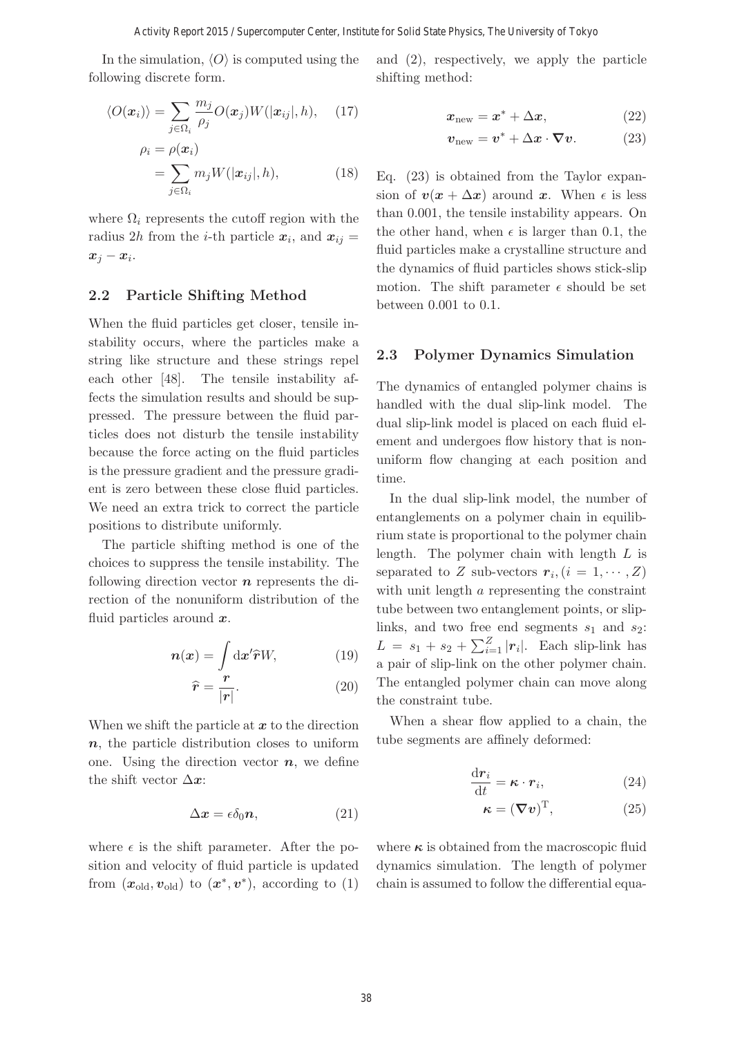In the simulation, $\langle O \rangle$ is computed using the following discrete form.

$$\langle O(\boldsymbol{x}_i) \rangle = \sum_{j \in \Omega_i} \frac{m_j}{\rho_j} O(\boldsymbol{x}_j) W(|\boldsymbol{x}_{ij}|, h), \tag{17}$$

$$\begin{aligned} \rho_i &= \rho(\boldsymbol{x}_i) \\ &= \sum_{j \in \Omega_i} m_j W(|\boldsymbol{x}_{ij}|, h), \end{aligned} \tag{18}$$

where $\Omega_i$ represents the cutoff region with the radius $2h$ from the $i$-th particle $\boldsymbol{x}_i$, and $\boldsymbol{x}_{ij} = \boldsymbol{x}_j - \boldsymbol{x}_i$.

## 2.2 Particle Shifting Method

When the fluid particles get closer, tensile instability occurs, where the particles make a string like structure and these strings repel each other [48]. The tensile instability affects the simulation results and should be suppressed. The pressure between the fluid particles does not disturb the tensile instability because the force acting on the fluid particles is the pressure gradient and the pressure gradient is zero between these close fluid particles. We need an extra trick to correct the particle positions to distribute uniformly.

The particle shifting method is one of the choices to suppress the tensile instability. The following direction vector $\boldsymbol{n}$ represents the direction of the nonuniform distribution of the fluid particles around $\boldsymbol{x}$.

$$\boldsymbol{n}(\boldsymbol{x}) = \int \mathrm{d}\boldsymbol{x}' \widehat{\boldsymbol{r}} W, \tag{19}$$

$$\widehat{\boldsymbol{r}} = \frac{\boldsymbol{r}}{|\boldsymbol{r}|}. \tag{20}$$

When we shift the particle at $\boldsymbol{x}$ to the direction $\boldsymbol{n}$, the particle distribution closes to uniform one. Using the direction vector $\boldsymbol{n}$, we define the shift vector $\Delta\boldsymbol{x}$:

$$\Delta\boldsymbol{x} = \epsilon \delta_0 \boldsymbol{n}, \tag{21}$$

where $\epsilon$ is the shift parameter. After the position and velocity of fluid particle is updated from $(\boldsymbol{x}_{\mathrm{old}}, \boldsymbol{v}_{\mathrm{old}})$ to $(\boldsymbol{x}^*, \boldsymbol{v}^*)$, according to (1) and (2), respectively, we apply the particle shifting method:

$$\boldsymbol{x}_{\mathrm{new}} = \boldsymbol{x}^* + \Delta\boldsymbol{x}, \tag{22}$$

$$\boldsymbol{v}_{\mathrm{new}} = \boldsymbol{v}^* + \Delta\boldsymbol{x} \cdot \boldsymbol{\nabla}\boldsymbol{v}. \tag{23}$$

Eq. (23) is obtained from the Taylor expansion of $\boldsymbol{v}(\boldsymbol{x} + \Delta\boldsymbol{x})$ around $\boldsymbol{x}$. When $\epsilon$ is less than 0.001, the tensile instability appears. On the other hand, when $\epsilon$ is larger than 0.1, the fluid particles make a crystalline structure and the dynamics of fluid particles shows stick-slip motion. The shift parameter $\epsilon$ should be set between 0.001 to 0.1.

## 2.3 Polymer Dynamics Simulation

The dynamics of entangled polymer chains is handled with the dual slip-link model. The dual slip-link model is placed on each fluid element and undergoes flow history that is nonuniform flow changing at each position and time.

In the dual slip-link model, the number of entanglements on a polymer chain in equilibrium state is proportional to the polymer chain length. The polymer chain with length $L$ is separated to $Z$ sub-vectors $\boldsymbol{r}_i, (i = 1, \cdots, Z)$ with unit length $a$ representing the constraint tube between two entanglement points, or slip-links, and two free end segments $s_1$ and $s_2$: $L = s_1 + s_2 + \sum_{i=1}^{Z} |\boldsymbol{r}_i|$. Each slip-link has a pair of slip-link on the other polymer chain. The entangled polymer chain can move along the constraint tube.

When a shear flow applied to a chain, the tube segments are affinely deformed:

$$\frac{\mathrm{d}\boldsymbol{r}_i}{\mathrm{d}t} = \boldsymbol{\kappa} \cdot \boldsymbol{r}_i, \tag{24}$$

$$\boldsymbol{\kappa} = (\boldsymbol{\nabla}\boldsymbol{v})^{\mathrm{T}}, \tag{25}$$

where $\boldsymbol{\kappa}$ is obtained from the macroscopic fluid dynamics simulation. The length of polymer chain is assumed to follow the differential equa-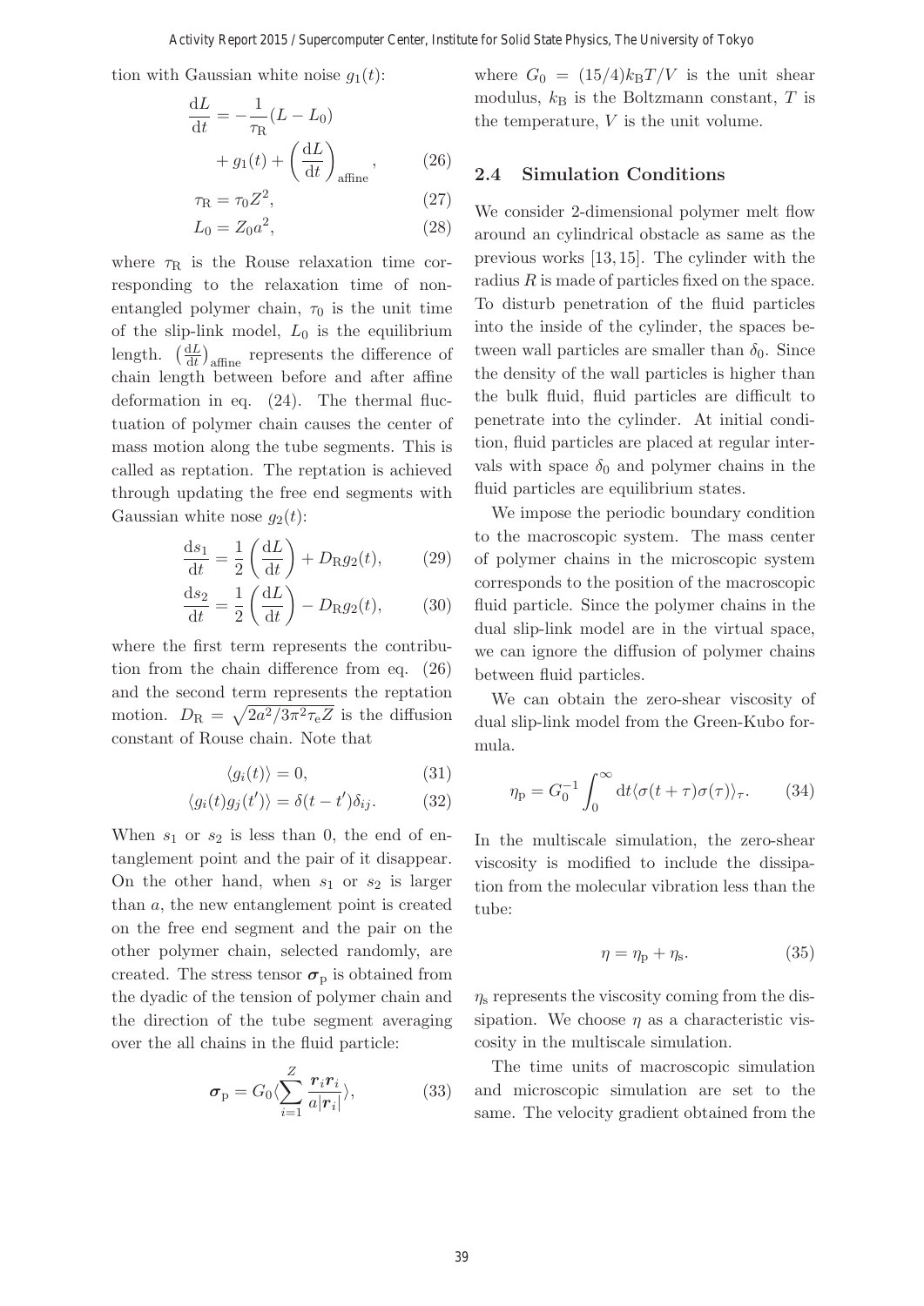tion with Gaussian white noise $g_1(t)$:

$$\frac{\mathrm{d}L}{\mathrm{d}t} = -\frac{1}{\tau_\mathrm{R}}(L - L_0) + g_1(t) + \left(\frac{\mathrm{d}L}{\mathrm{d}t}\right)_\mathrm{affine}, \tag{26}$$

$$\tau_\mathrm{R} = \tau_0 Z^2, \tag{27}$$

$$L_0 = Z_0 a^2, \tag{28}$$

where $\tau_\mathrm{R}$ is the Rouse relaxation time corresponding to the relaxation time of non-entangled polymer chain, $\tau_0$ is the unit time of the slip-link model, $L_0$ is the equilibrium length. $\left(\frac{\mathrm{d}L}{\mathrm{d}t}\right)_\mathrm{affine}$ represents the difference of chain length between before and after affine deformation in eq. (24). The thermal fluctuation of polymer chain causes the center of mass motion along the tube segments. This is called as reptation. The reptation is achieved through updating the free end segments with Gaussian white nose $g_2(t)$:

$$\frac{\mathrm{d}s_1}{\mathrm{d}t} = \frac{1}{2}\left(\frac{\mathrm{d}L}{\mathrm{d}t}\right) + D_\mathrm{R} g_2(t), \tag{29}$$

$$\frac{\mathrm{d}s_2}{\mathrm{d}t} = \frac{1}{2}\left(\frac{\mathrm{d}L}{\mathrm{d}t}\right) - D_\mathrm{R} g_2(t), \tag{30}$$

where the first term represents the contribution from the chain difference from eq. (26) and the second term represents the reptation motion. $D_\mathrm{R} = \sqrt{2a^2/3\pi^2\tau_\mathrm{e}Z}$ is the diffusion constant of Rouse chain. Note that

$$\langle g_i(t)\rangle = 0, \tag{31}$$

$$\langle g_i(t) g_j(t')\rangle = \delta(t - t')\delta_{ij}. \tag{32}$$

When $s_1$ or $s_2$ is less than 0, the end of entanglement point and the pair of it disappear. On the other hand, when $s_1$ or $s_2$ is larger than $a$, the new entanglement point is created on the free end segment and the pair on the other polymer chain, selected randomly, are created. The stress tensor $\boldsymbol{\sigma}_\mathrm{p}$ is obtained from the dyadic of the tension of polymer chain and the direction of the tube segment averaging over the all chains in the fluid particle:

$$\boldsymbol{\sigma}_\mathrm{p} = G_0 \langle \sum_{i=1}^{Z} \frac{\boldsymbol{r}_i \boldsymbol{r}_i}{a|\boldsymbol{r}_i|} \rangle, \tag{33}$$

where $G_0 = (15/4)k_\mathrm{B}T/V$ is the unit shear modulus, $k_\mathrm{B}$ is the Boltzmann constant, $T$ is the temperature, $V$ is the unit volume.

## 2.4 Simulation Conditions

We consider 2-dimensional polymer melt flow around an cylindrical obstacle as same as the previous works [13, 15]. The cylinder with the radius $R$ is made of particles fixed on the space. To disturb penetration of the fluid particles into the inside of the cylinder, the spaces between wall particles are smaller than $\delta_0$. Since the density of the wall particles is higher than the bulk fluid, fluid particles are difficult to penetrate into the cylinder. At initial condition, fluid particles are placed at regular intervals with space $\delta_0$ and polymer chains in the fluid particles are equilibrium states.

We impose the periodic boundary condition to the macroscopic system. The mass center of polymer chains in the microscopic system corresponds to the position of the macroscopic fluid particle. Since the polymer chains in the dual slip-link model are in the virtual space, we can ignore the diffusion of polymer chains between fluid particles.

We can obtain the zero-shear viscosity of dual slip-link model from the Green-Kubo formula.

$$\eta_\mathrm{p} = G_0^{-1} \int_0^\infty \mathrm{d}t \langle \sigma(t + \tau)\sigma(\tau)\rangle_\tau. \tag{34}$$

In the multiscale simulation, the zero-shear viscosity is modified to include the dissipation from the molecular vibration less than the tube:

$$\eta = \eta_\mathrm{p} + \eta_\mathrm{s}. \tag{35}$$

$\eta_\mathrm{s}$ represents the viscosity coming from the dissipation. We choose $\eta$ as a characteristic viscosity in the multiscale simulation.

The time units of macroscopic simulation and microscopic simulation are set to the same. The velocity gradient obtained from the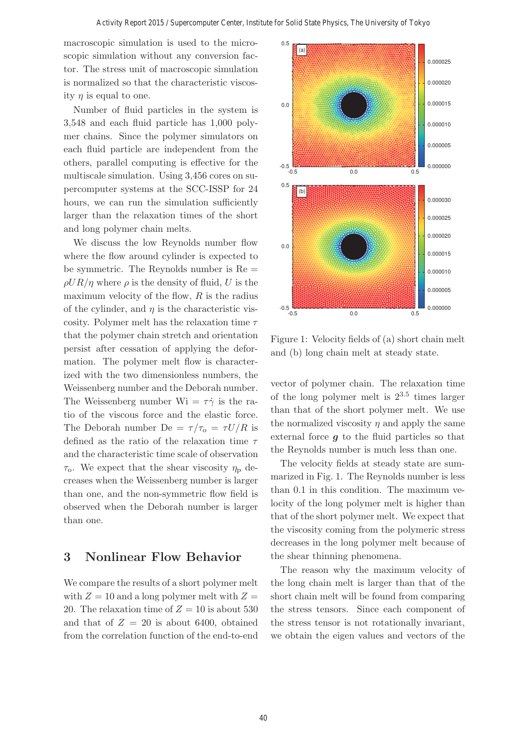macroscopic simulation is used to the microscopic simulation without any conversion factor. The stress unit of macroscopic simulation is normalized so that the characteristic viscosity $\eta$ is equal to one.

Number of fluid particles in the system is 3,548 and each fluid particle has 1,000 polymer chains. Since the polymer simulators on each fluid particle are independent from the others, parallel computing is effective for the multiscale simulation. Using 3,456 cores on supercomputer systems at the SCC-ISSP for 24 hours, we can run the simulation sufficiently larger than the relaxation times of the short and long polymer chain melts.

We discuss the low Reynolds number flow where the flow around cylinder is expected to be symmetric. The Reynolds number is $\mathrm{Re} = \rho U R/\eta$ where $\rho$ is the density of fluid, $U$ is the maximum velocity of the flow, $R$ is the radius of the cylinder, and $\eta$ is the characteristic viscosity. Polymer melt has the relaxation time $\tau$ that the polymer chain stretch and orientation persist after cessation of applying the deformation. The polymer melt flow is characterized with the two dimensionless numbers, the Weissenberg number and the Deborah number. The Weissenberg number $\mathrm{Wi} = \tau\dot{\gamma}$ is the ratio of the viscous force and the elastic force. The Deborah number $\mathrm{De} = \tau/\tau_{\mathrm{o}} = \tau U/R$ is defined as the ratio of the relaxation time $\tau$ and the characteristic time scale of observation $\tau_{\mathrm{o}}$. We expect that the shear viscosity $\eta_{\mathrm{p}}$ decreases when the Weissenberg number is larger than one, and the non-symmetric flow field is observed when the Deborah number is larger than one.

## 3 Nonlinear Flow Behavior

We compare the results of a short polymer melt with $Z = 10$ and a long polymer melt with $Z = 20$. The relaxation time of $Z = 10$ is about 530 and that of $Z = 20$ is about 6400, obtained from the correlation function of the end-to-end vector of polymer chain. The relaxation time of the long polymer melt is $2^{3.5}$ times larger than that of the short polymer melt. We use the normalized viscosity $\eta$ and apply the same external force $\boldsymbol{g}$ to the fluid particles so that the Reynolds number is much less than one.

Figure 1: Velocity fields of (a) short chain melt and (b) long chain melt at steady state.

The velocity fields at steady state are summarized in Fig. 1. The Reynolds number is less than 0.1 in this condition. The maximum velocity of the long polymer melt is higher than that of the short polymer melt. We expect that the viscosity coming from the polymeric stress decreases in the long polymer melt because of the shear thinning phenomena.

The reason why the maximum velocity of the long chain melt is larger than that of the short chain melt will be found from comparing the stress tensors. Since each component of the stress tensor is not rotationally invariant, we obtain the eigen values and vectors of the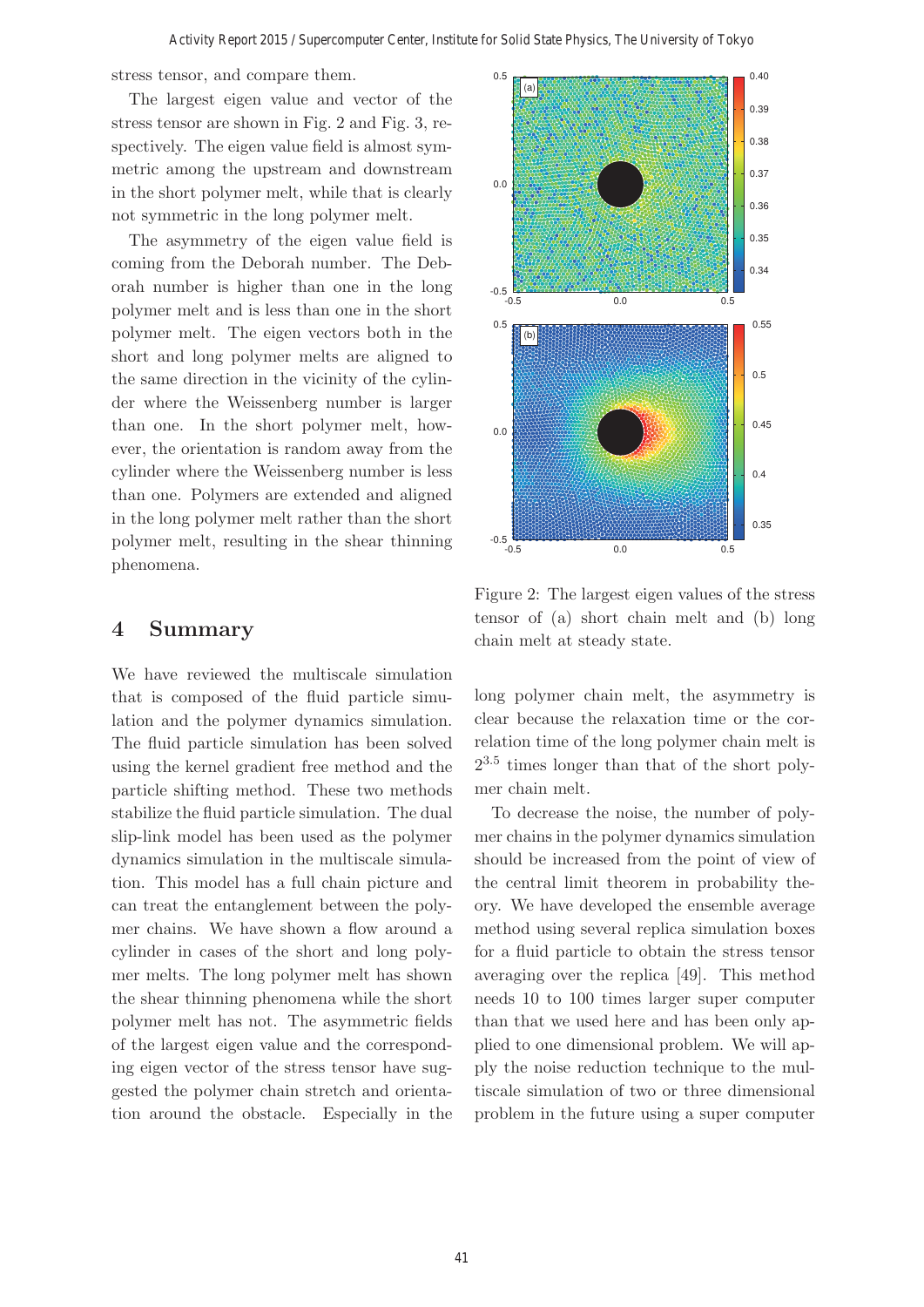stress tensor, and compare them.

The largest eigen value and vector of the stress tensor are shown in Fig. 2 and Fig. 3, respectively. The eigen value field is almost symmetric among the upstream and downstream in the short polymer melt, while that is clearly not symmetric in the long polymer melt.

The asymmetry of the eigen value field is coming from the Deborah number. The Deborah number is higher than one in the long polymer melt and is less than one in the short polymer melt. The eigen vectors both in the short and long polymer melts are aligned to the same direction in the vicinity of the cylinder where the Weissenberg number is larger than one. In the short polymer melt, however, the orientation is random away from the cylinder where the Weissenberg number is less than one. Polymers are extended and aligned in the long polymer melt rather than the short polymer melt, resulting in the shear thinning phenomena.

Figure 2: The largest eigen values of the stress tensor of (a) short chain melt and (b) long chain melt at steady state.

## 4 Summary

We have reviewed the multiscale simulation that is composed of the fluid particle simulation and the polymer dynamics simulation. The fluid particle simulation has been solved using the kernel gradient free method and the particle shifting method. These two methods stabilize the fluid particle simulation. The dual slip-link model has been used as the polymer dynamics simulation in the multiscale simulation. This model has a full chain picture and can treat the entanglement between the polymer chains. We have shown a flow around a cylinder in cases of the short and long polymer melts. The long polymer melt has shown the shear thinning phenomena while the short polymer melt has not. The asymmetric fields of the largest eigen value and the corresponding eigen vector of the stress tensor have suggested the polymer chain stretch and orientation around the obstacle. Especially in the long polymer chain melt, the asymmetry is clear because the relaxation time or the correlation time of the long polymer chain melt is $2^{3.5}$ times longer than that of the short polymer chain melt.

To decrease the noise, the number of polymer chains in the polymer dynamics simulation should be increased from the point of view of the central limit theorem in probability theory. We have developed the ensemble average method using several replica simulation boxes for a fluid particle to obtain the stress tensor averaging over the replica [49]. This method needs 10 to 100 times larger super computer than that we used here and has been only applied to one dimensional problem. We will apply the noise reduction technique to the multiscale simulation of two or three dimensional problem in the future using a super computer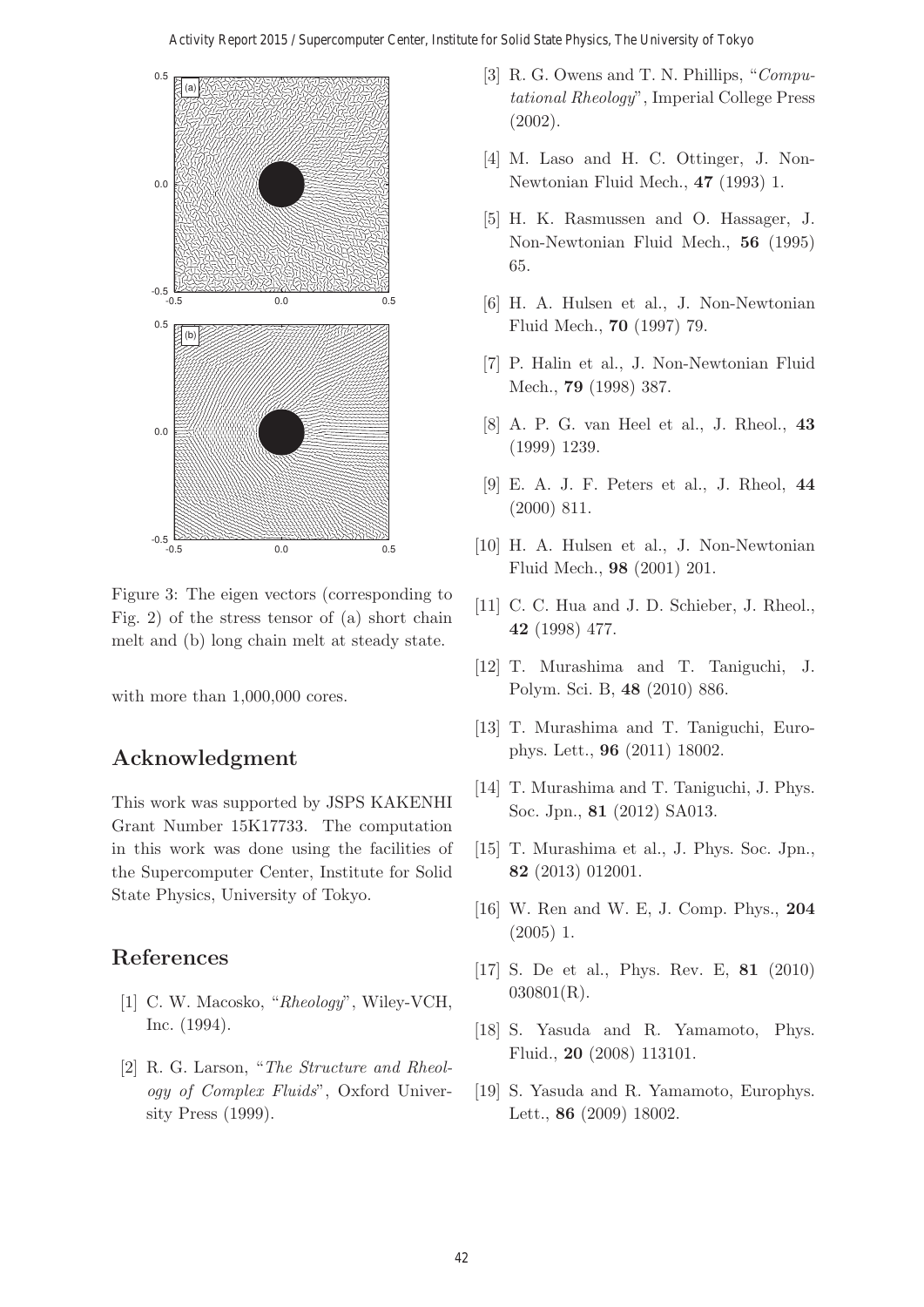Figure 3: The eigen vectors (corresponding to Fig. 2) of the stress tensor of (a) short chain melt and (b) long chain melt at steady state.

with more than 1,000,000 cores.

## Acknowledgment

This work was supported by JSPS KAKENHI Grant Number 15K17733. The computation in this work was done using the facilities of the Supercomputer Center, Institute for Solid State Physics, University of Tokyo.

## References

[1] C. W. Macosko, "*Rheology*", Wiley-VCH, Inc. (1994).

[2] R. G. Larson, "*The Structure and Rheology of Complex Fluids*", Oxford University Press (1999).

[3] R. G. Owens and T. N. Phillips, "*Computational Rheology*", Imperial College Press (2002).

[4] M. Laso and H. C. Ottinger, J. Non-Newtonian Fluid Mech., **47** (1993) 1.

[5] H. K. Rasmussen and O. Hassager, J. Non-Newtonian Fluid Mech., **56** (1995) 65.

[6] H. A. Hulsen et al., J. Non-Newtonian Fluid Mech., **70** (1997) 79.

[7] P. Halin et al., J. Non-Newtonian Fluid Mech., **79** (1998) 387.

[8] A. P. G. van Heel et al., J. Rheol., **43** (1999) 1239.

[9] E. A. J. F. Peters et al., J. Rheol, **44** (2000) 811.

[10] H. A. Hulsen et al., J. Non-Newtonian Fluid Mech., **98** (2001) 201.

[11] C. C. Hua and J. D. Schieber, J. Rheol., **42** (1998) 477.

[12] T. Murashima and T. Taniguchi, J. Polym. Sci. B, **48** (2010) 886.

[13] T. Murashima and T. Taniguchi, Europhys. Lett., **96** (2011) 18002.

[14] T. Murashima and T. Taniguchi, J. Phys. Soc. Jpn., **81** (2012) SA013.

[15] T. Murashima et al., J. Phys. Soc. Jpn., **82** (2013) 012001.

[16] W. Ren and W. E, J. Comp. Phys., **204** (2005) 1.

[17] S. De et al., Phys. Rev. E, **81** (2010) 030801(R).

[18] S. Yasuda and R. Yamamoto, Phys. Fluid., **20** (2008) 113101.

[19] S. Yasuda and R. Yamamoto, Europhys. Lett., **86** (2009) 18002.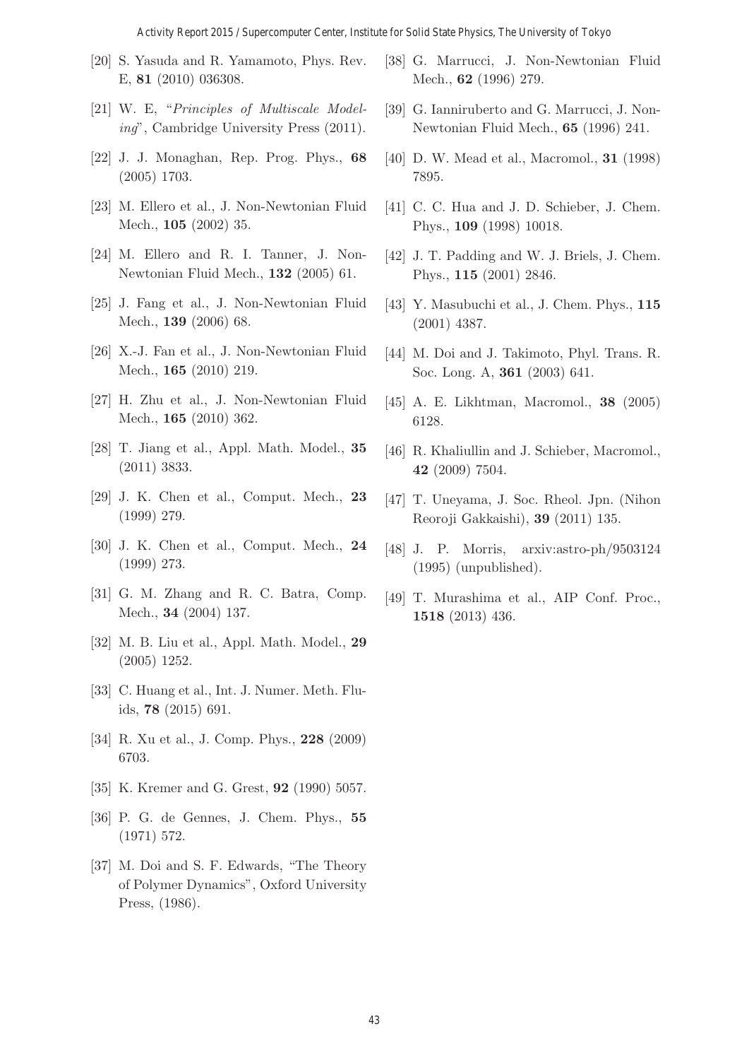[20] S. Yasuda and R. Yamamoto, Phys. Rev. E, **81** (2010) 036308.

[21] W. E, "*Principles of Multiscale Modeling*", Cambridge University Press (2011).

[22] J. J. Monaghan, Rep. Prog. Phys., **68** (2005) 1703.

[23] M. Ellero et al., J. Non-Newtonian Fluid Mech., **105** (2002) 35.

[24] M. Ellero and R. I. Tanner, J. Non-Newtonian Fluid Mech., **132** (2005) 61.

[25] J. Fang et al., J. Non-Newtonian Fluid Mech., **139** (2006) 68.

[26] X.-J. Fan et al., J. Non-Newtonian Fluid Mech., **165** (2010) 219.

[27] H. Zhu et al., J. Non-Newtonian Fluid Mech., **165** (2010) 362.

[28] T. Jiang et al., Appl. Math. Model., **35** (2011) 3833.

[29] J. K. Chen et al., Comput. Mech., **23** (1999) 279.

[30] J. K. Chen et al., Comput. Mech., **24** (1999) 273.

[31] G. M. Zhang and R. C. Batra, Comp. Mech., **34** (2004) 137.

[32] M. B. Liu et al., Appl. Math. Model., **29** (2005) 1252.

[33] C. Huang et al., Int. J. Numer. Meth. Fluids, **78** (2015) 691.

[34] R. Xu et al., J. Comp. Phys., **228** (2009) 6703.

[35] K. Kremer and G. Grest, **92** (1990) 5057.

[36] P. G. de Gennes, J. Chem. Phys., **55** (1971) 572.

[37] M. Doi and S. F. Edwards, "The Theory of Polymer Dynamics", Oxford University Press, (1986).

[38] G. Marrucci, J. Non-Newtonian Fluid Mech., **62** (1996) 279.

[39] G. Ianniruberto and G. Marrucci, J. Non-Newtonian Fluid Mech., **65** (1996) 241.

[40] D. W. Mead et al., Macromol., **31** (1998) 7895.

[41] C. C. Hua and J. D. Schieber, J. Chem. Phys., **109** (1998) 10018.

[42] J. T. Padding and W. J. Briels, J. Chem. Phys., **115** (2001) 2846.

[43] Y. Masubuchi et al., J. Chem. Phys., **115** (2001) 4387.

[44] M. Doi and J. Takimoto, Phyl. Trans. R. Soc. Long. A, **361** (2003) 641.

[45] A. E. Likhtman, Macromol., **38** (2005) 6128.

[46] R. Khaliullin and J. Schieber, Macromol., **42** (2009) 7504.

[47] T. Uneyama, J. Soc. Rheol. Jpn. (Nihon Reoroji Gakkaishi), **39** (2011) 135.

[48] J. P. Morris, arxiv:astro-ph/9503124 (1995) (unpublished).

[49] T. Murashima et al., AIP Conf. Proc., **1518** (2013) 436.